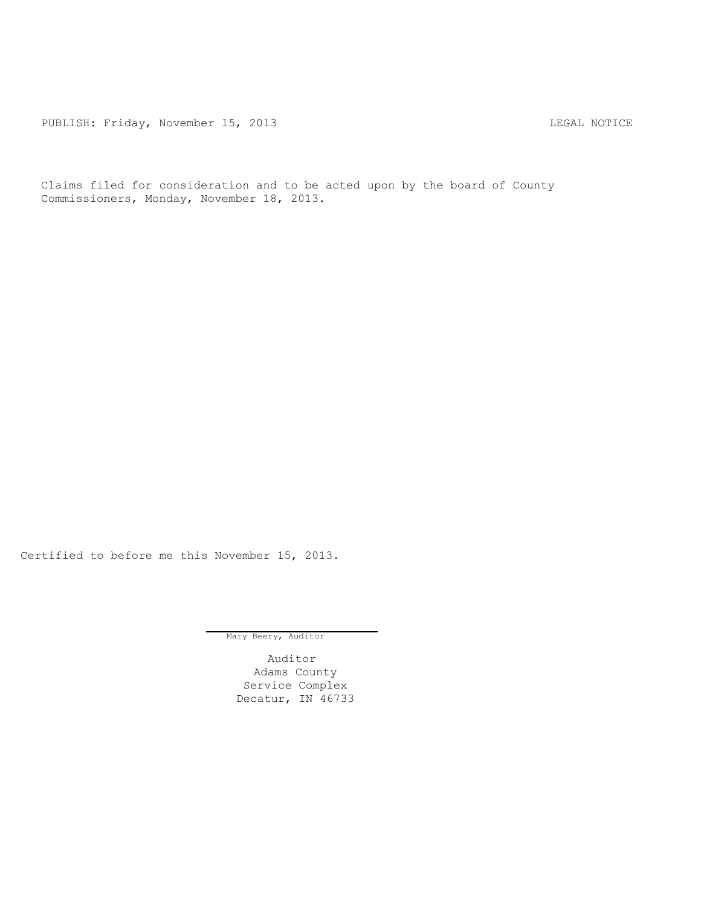PUBLISH: Friday, November 15, 2013 LEGAL NOTICE

Claims filed for consideration and to be acted upon by the board of County Commissioners, Monday, November 18, 2013.

Certified to before me this November 15, 2013.

Mary Beery, Auditor

Auditor
Adams County
Service Complex
Decatur, IN 46733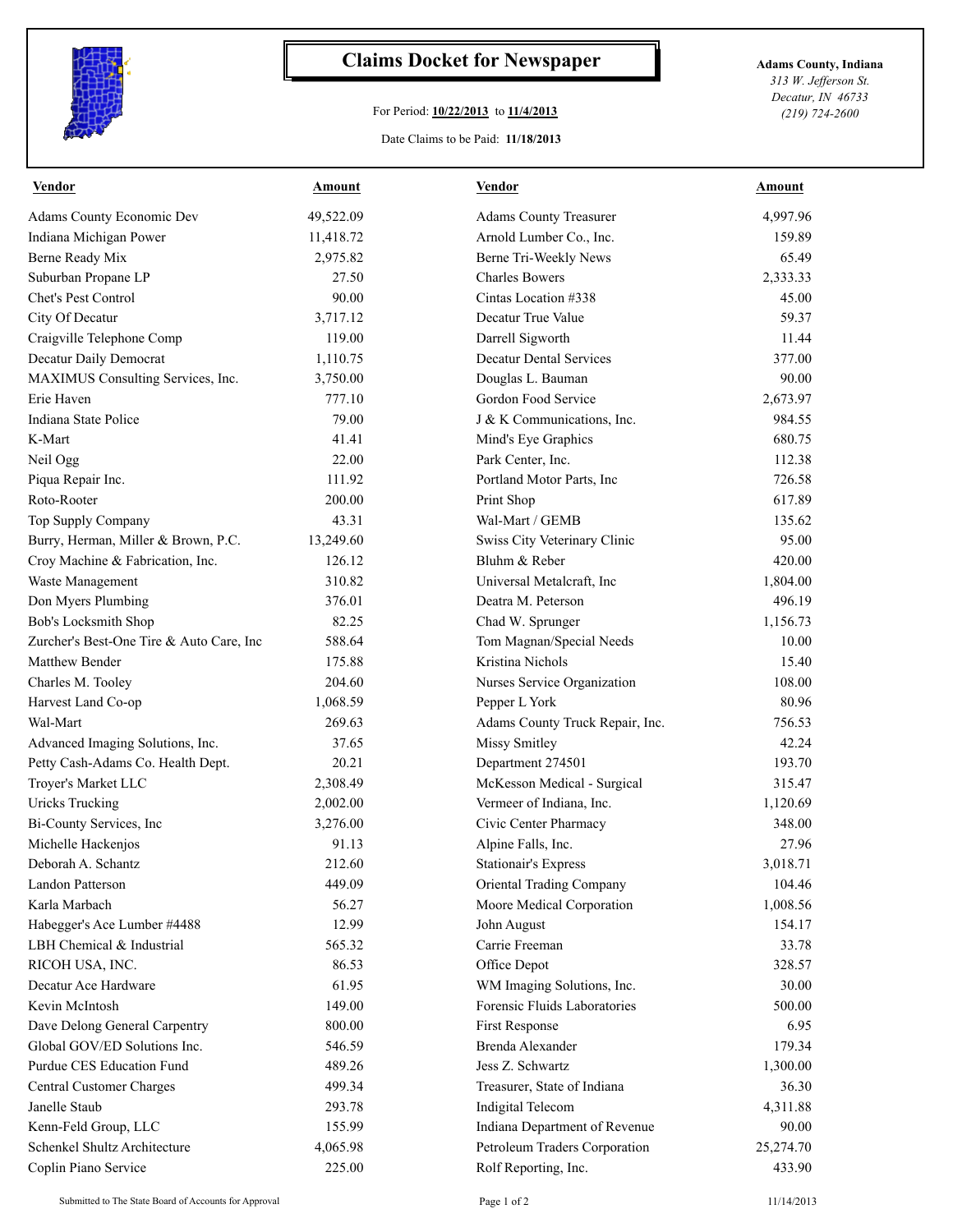# Claims Docket for Newspaper

For Period: **10/22/2013** to **11/4/2013**

Date Claims to be Paid: **11/18/2013**

**Adams County, Indiana**
*313 W. Jefferson St.*
*Decatur, IN 46733*
*(219) 724-2600*

| Vendor | Amount | Vendor | Amount |
|---|---|---|---|
| Adams County Economic Dev | 49,522.09 | Adams County Treasurer | 4,997.96 |
| Indiana Michigan Power | 11,418.72 | Arnold Lumber Co., Inc. | 159.89 |
| Berne Ready Mix | 2,975.82 | Berne Tri-Weekly News | 65.49 |
| Suburban Propane LP | 27.50 | Charles Bowers | 2,333.33 |
| Chet's Pest Control | 90.00 | Cintas Location #338 | 45.00 |
| City Of Decatur | 3,717.12 | Decatur True Value | 59.37 |
| Craigville Telephone Comp | 119.00 | Darrell Sigworth | 11.44 |
| Decatur Daily Democrat | 1,110.75 | Decatur Dental Services | 377.00 |
| MAXIMUS Consulting Services, Inc. | 3,750.00 | Douglas L. Bauman | 90.00 |
| Erie Haven | 777.10 | Gordon Food Service | 2,673.97 |
| Indiana State Police | 79.00 | J & K Communications, Inc. | 984.55 |
| K-Mart | 41.41 | Mind's Eye Graphics | 680.75 |
| Neil Ogg | 22.00 | Park Center, Inc. | 112.38 |
| Piqua Repair Inc. | 111.92 | Portland Motor Parts, Inc | 726.58 |
| Roto-Rooter | 200.00 | Print Shop | 617.89 |
| Top Supply Company | 43.31 | Wal-Mart / GEMB | 135.62 |
| Burry, Herman, Miller & Brown, P.C. | 13,249.60 | Swiss City Veterinary Clinic | 95.00 |
| Croy Machine & Fabrication, Inc. | 126.12 | Bluhm & Reber | 420.00 |
| Waste Management | 310.82 | Universal Metalcraft, Inc | 1,804.00 |
| Don Myers Plumbing | 376.01 | Deatra M. Peterson | 496.19 |
| Bob's Locksmith Shop | 82.25 | Chad W. Sprunger | 1,156.73 |
| Zurcher's Best-One Tire & Auto Care, Inc | 588.64 | Tom Magnan/Special Needs | 10.00 |
| Matthew Bender | 175.88 | Kristina Nichols | 15.40 |
| Charles M. Tooley | 204.60 | Nurses Service Organization | 108.00 |
| Harvest Land Co-op | 1,068.59 | Pepper L York | 80.96 |
| Wal-Mart | 269.63 | Adams County Truck Repair, Inc. | 756.53 |
| Advanced Imaging Solutions, Inc. | 37.65 | Missy Smitley | 42.24 |
| Petty Cash-Adams Co. Health Dept. | 20.21 | Department 274501 | 193.70 |
| Troyer's Market LLC | 2,308.49 | McKesson Medical - Surgical | 315.47 |
| Uricks Trucking | 2,002.00 | Vermeer of Indiana, Inc. | 1,120.69 |
| Bi-County Services, Inc | 3,276.00 | Civic Center Pharmacy | 348.00 |
| Michelle Hackenjos | 91.13 | Alpine Falls, Inc. | 27.96 |
| Deborah A. Schantz | 212.60 | Stationair's Express | 3,018.71 |
| Landon Patterson | 449.09 | Oriental Trading Company | 104.46 |
| Karla Marbach | 56.27 | Moore Medical Corporation | 1,008.56 |
| Habegger's Ace Lumber #4488 | 12.99 | John August | 154.17 |
| LBH Chemical & Industrial | 565.32 | Carrie Freeman | 33.78 |
| RICOH USA, INC. | 86.53 | Office Depot | 328.57 |
| Decatur Ace Hardware | 61.95 | WM Imaging Solutions, Inc. | 30.00 |
| Kevin McIntosh | 149.00 | Forensic Fluids Laboratories | 500.00 |
| Dave Delong General Carpentry | 800.00 | First Response | 6.95 |
| Global GOV/ED Solutions Inc. | 546.59 | Brenda Alexander | 179.34 |
| Purdue CES Education Fund | 489.26 | Jess Z. Schwartz | 1,300.00 |
| Central Customer Charges | 499.34 | Treasurer, State of Indiana | 36.30 |
| Janelle Staub | 293.78 | Indigital Telecom | 4,311.88 |
| Kenn-Feld Group, LLC | 155.99 | Indiana Department of Revenue | 90.00 |
| Schenkel Shultz Architecture | 4,065.98 | Petroleum Traders Corporation | 25,274.70 |
| Coplin Piano Service | 225.00 | Rolf Reporting, Inc. | 433.90 |

Submitted to The State Board of Accounts for Approval

11/14/2013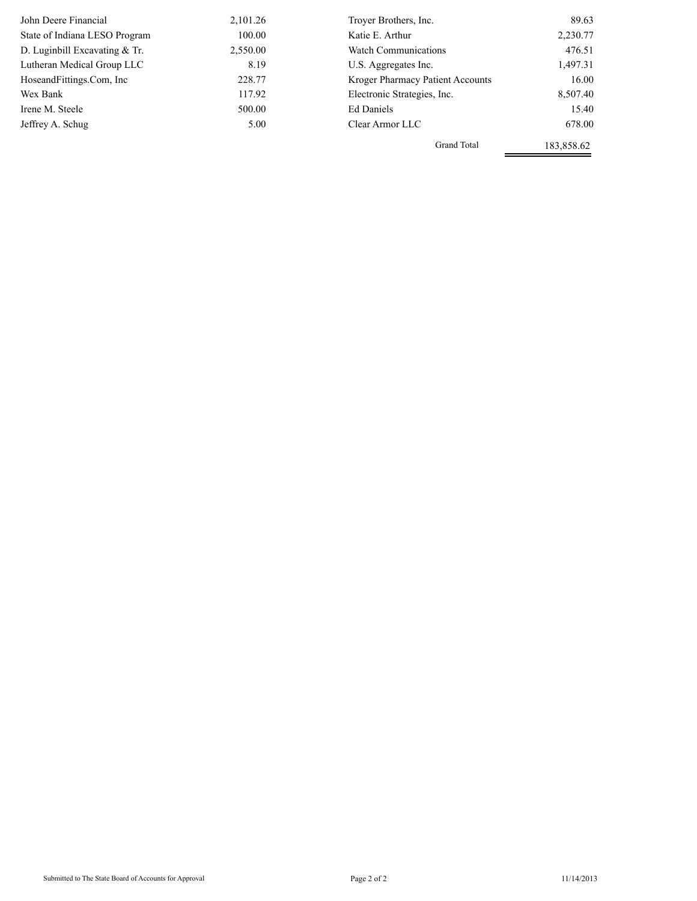| | | | |
|---|---|---|---|
| John Deere Financial | 2,101.26 | Troyer Brothers, Inc. | 89.63 |
| State of Indiana LESO Program | 100.00 | Katie E. Arthur | 2,230.77 |
| D. Luginbill Excavating & Tr. | 2,550.00 | Watch Communications | 476.51 |
| Lutheran Medical Group LLC | 8.19 | U.S. Aggregates Inc. | 1,497.31 |
| HoseandFittings.Com, Inc | 228.77 | Kroger Pharmacy Patient Accounts | 16.00 |
| Wex Bank | 117.92 | Electronic Strategies, Inc. | 8,507.40 |
| Irene M. Steele | 500.00 | Ed Daniels | 15.40 |
| Jeffrey A. Schug | 5.00 | Clear Armor LLC | 678.00 |
| | | Grand Total | 183,858.62 |

Submitted to The State Board of Accounts for Approval

11/14/2013